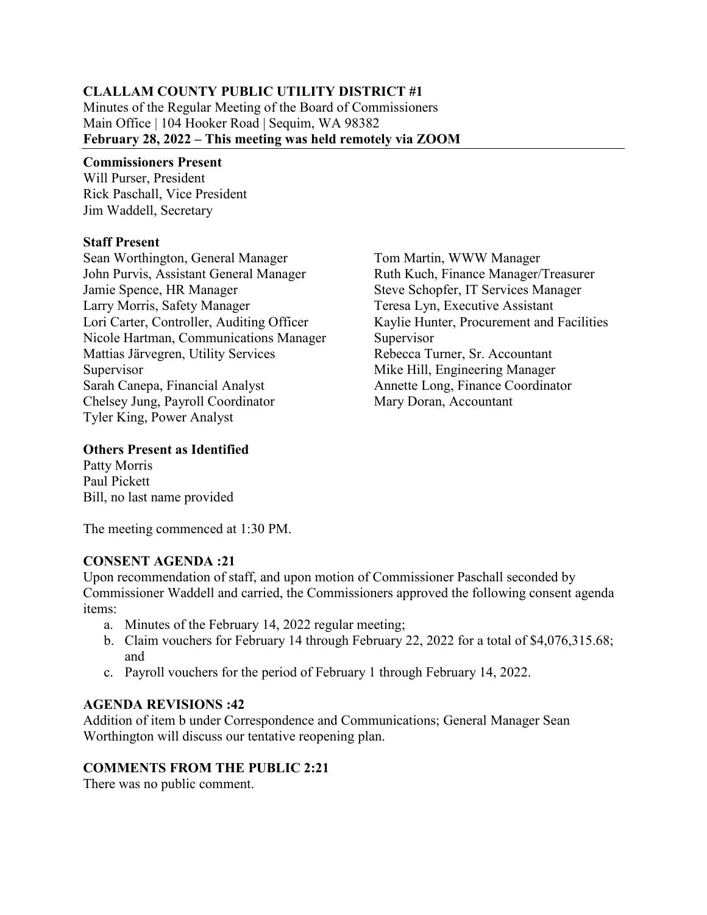**CLALLAM COUNTY PUBLIC UTILITY DISTRICT #1**

Minutes of the Regular Meeting of the Board of Commissioners
Main Office | 104 Hooker Road | Sequim, WA 98382
**February 28, 2022 – This meeting was held remotely via ZOOM**

**Commissioners Present**

Will Purser, President
Rick Paschall, Vice President
Jim Waddell, Secretary

**Staff Present**

Sean Worthington, General Manager
John Purvis, Assistant General Manager
Jamie Spence, HR Manager
Larry Morris, Safety Manager
Lori Carter, Controller, Auditing Officer
Nicole Hartman, Communications Manager
Mattias Järvegren, Utility Services Supervisor
Sarah Canepa, Financial Analyst
Chelsey Jung, Payroll Coordinator
Tyler King, Power Analyst
Tom Martin, WWW Manager
Ruth Kuch, Finance Manager/Treasurer
Steve Schopfer, IT Services Manager
Teresa Lyn, Executive Assistant
Kaylie Hunter, Procurement and Facilities Supervisor
Rebecca Turner, Sr. Accountant
Mike Hill, Engineering Manager
Annette Long, Finance Coordinator
Mary Doran, Accountant

**Others Present as Identified**

Patty Morris
Paul Pickett
Bill, no last name provided

The meeting commenced at 1:30 PM.

**CONSENT AGENDA :21**

Upon recommendation of staff, and upon motion of Commissioner Paschall seconded by Commissioner Waddell and carried, the Commissioners approved the following consent agenda items:

a. Minutes of the February 14, 2022 regular meeting;
b. Claim vouchers for February 14 through February 22, 2022 for a total of $4,076,315.68; and
c. Payroll vouchers for the period of February 1 through February 14, 2022.

**AGENDA REVISIONS :42**

Addition of item b under Correspondence and Communications; General Manager Sean Worthington will discuss our tentative reopening plan.

**COMMENTS FROM THE PUBLIC 2:21**

There was no public comment.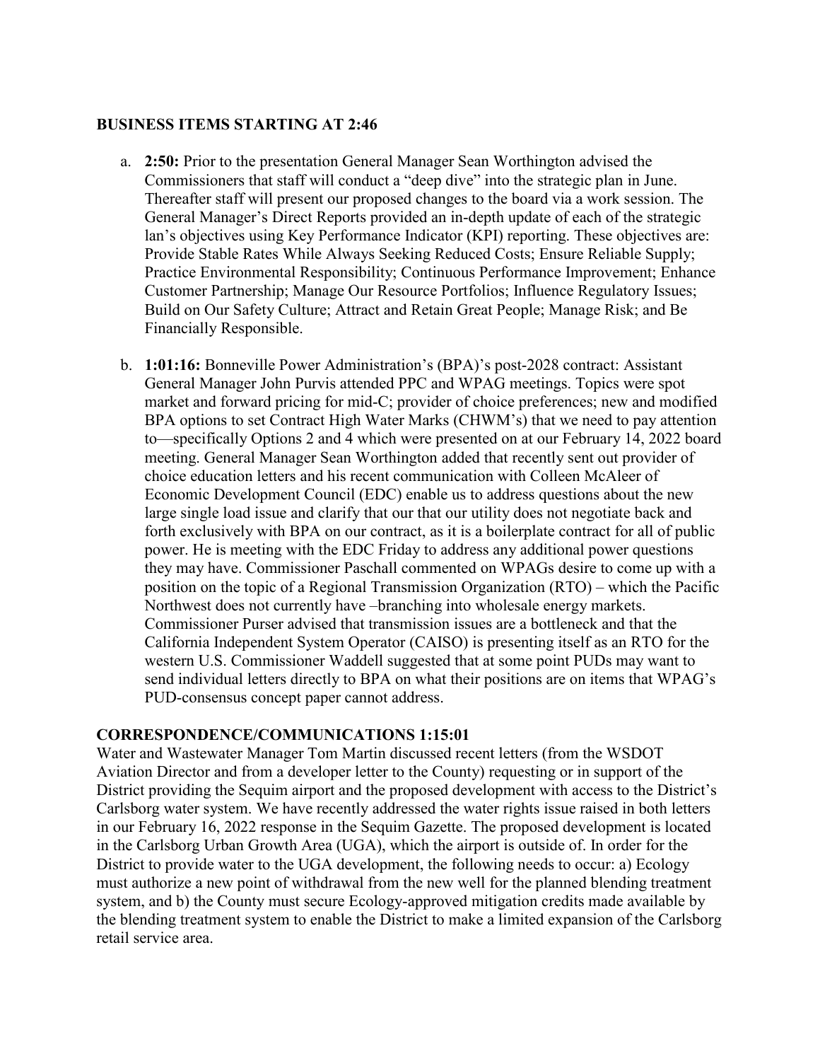**BUSINESS ITEMS STARTING AT 2:46**

a. **2:50:** Prior to the presentation General Manager Sean Worthington advised the Commissioners that staff will conduct a "deep dive" into the strategic plan in June. Thereafter staff will present our proposed changes to the board via a work session. The General Manager's Direct Reports provided an in-depth update of each of the strategic lan's objectives using Key Performance Indicator (KPI) reporting. These objectives are: Provide Stable Rates While Always Seeking Reduced Costs; Ensure Reliable Supply; Practice Environmental Responsibility; Continuous Performance Improvement; Enhance Customer Partnership; Manage Our Resource Portfolios; Influence Regulatory Issues; Build on Our Safety Culture; Attract and Retain Great People; Manage Risk; and Be Financially Responsible.

b. **1:01:16:** Bonneville Power Administration's (BPA)'s post-2028 contract: Assistant General Manager John Purvis attended PPC and WPAG meetings. Topics were spot market and forward pricing for mid-C; provider of choice preferences; new and modified BPA options to set Contract High Water Marks (CHWM's) that we need to pay attention to—specifically Options 2 and 4 which were presented on at our February 14, 2022 board meeting. General Manager Sean Worthington added that recently sent out provider of choice education letters and his recent communication with Colleen McAleer of Economic Development Council (EDC) enable us to address questions about the new large single load issue and clarify that our that our utility does not negotiate back and forth exclusively with BPA on our contract, as it is a boilerplate contract for all of public power. He is meeting with the EDC Friday to address any additional power questions they may have. Commissioner Paschall commented on WPAGs desire to come up with a position on the topic of a Regional Transmission Organization (RTO) – which the Pacific Northwest does not currently have –branching into wholesale energy markets. Commissioner Purser advised that transmission issues are a bottleneck and that the California Independent System Operator (CAISO) is presenting itself as an RTO for the western U.S. Commissioner Waddell suggested that at some point PUDs may want to send individual letters directly to BPA on what their positions are on items that WPAG's PUD-consensus concept paper cannot address.

**CORRESPONDENCE/COMMUNICATIONS 1:15:01**

Water and Wastewater Manager Tom Martin discussed recent letters (from the WSDOT Aviation Director and from a developer letter to the County) requesting or in support of the District providing the Sequim airport and the proposed development with access to the District's Carlsborg water system. We have recently addressed the water rights issue raised in both letters in our February 16, 2022 response in the Sequim Gazette. The proposed development is located in the Carlsborg Urban Growth Area (UGA), which the airport is outside of. In order for the District to provide water to the UGA development, the following needs to occur: a) Ecology must authorize a new point of withdrawal from the new well for the planned blending treatment system, and b) the County must secure Ecology-approved mitigation credits made available by the blending treatment system to enable the District to make a limited expansion of the Carlsborg retail service area.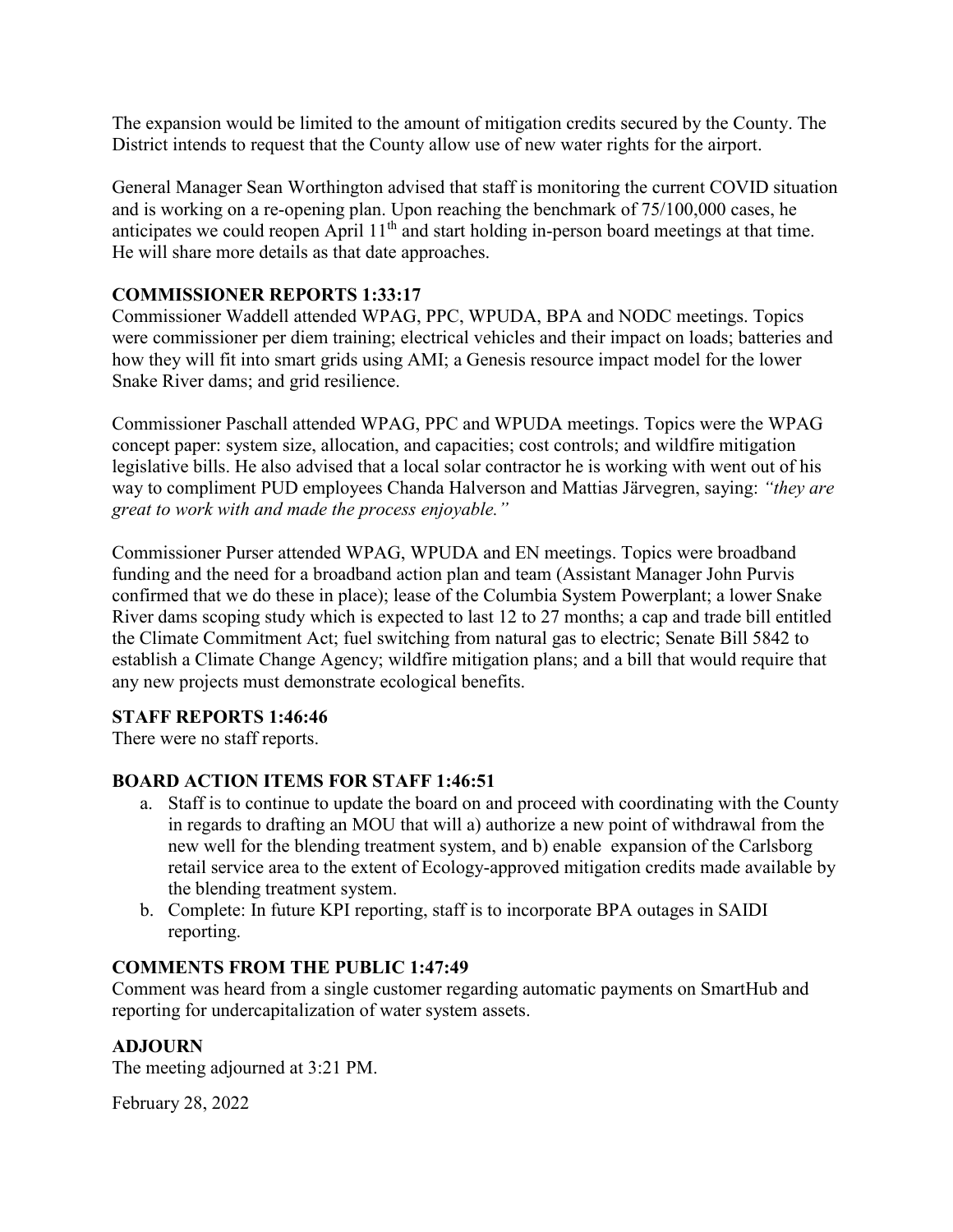The expansion would be limited to the amount of mitigation credits secured by the County. The District intends to request that the County allow use of new water rights for the airport.

General Manager Sean Worthington advised that staff is monitoring the current COVID situation and is working on a re-opening plan. Upon reaching the benchmark of 75/100,000 cases, he anticipates we could reopen April 11th and start holding in-person board meetings at that time. He will share more details as that date approaches.

**COMMISSIONER REPORTS 1:33:17**

Commissioner Waddell attended WPAG, PPC, WPUDA, BPA and NODC meetings. Topics were commissioner per diem training; electrical vehicles and their impact on loads; batteries and how they will fit into smart grids using AMI; a Genesis resource impact model for the lower Snake River dams; and grid resilience.

Commissioner Paschall attended WPAG, PPC and WPUDA meetings. Topics were the WPAG concept paper: system size, allocation, and capacities; cost controls; and wildfire mitigation legislative bills. He also advised that a local solar contractor he is working with went out of his way to compliment PUD employees Chanda Halverson and Mattias Järvegren, saying: *"they are great to work with and made the process enjoyable."*

Commissioner Purser attended WPAG, WPUDA and EN meetings. Topics were broadband funding and the need for a broadband action plan and team (Assistant Manager John Purvis confirmed that we do these in place); lease of the Columbia System Powerplant; a lower Snake River dams scoping study which is expected to last 12 to 27 months; a cap and trade bill entitled the Climate Commitment Act; fuel switching from natural gas to electric; Senate Bill 5842 to establish a Climate Change Agency; wildfire mitigation plans; and a bill that would require that any new projects must demonstrate ecological benefits.

**STAFF REPORTS 1:46:46**

There were no staff reports.

**BOARD ACTION ITEMS FOR STAFF 1:46:51**

a. Staff is to continue to update the board on and proceed with coordinating with the County in regards to drafting an MOU that will a) authorize a new point of withdrawal from the new well for the blending treatment system, and b) enable expansion of the Carlsborg retail service area to the extent of Ecology-approved mitigation credits made available by the blending treatment system.
b. Complete: In future KPI reporting, staff is to incorporate BPA outages in SAIDI reporting.

**COMMENTS FROM THE PUBLIC 1:47:49**

Comment was heard from a single customer regarding automatic payments on SmartHub and reporting for undercapitalization of water system assets.

**ADJOURN**

The meeting adjourned at 3:21 PM.

February 28, 2022